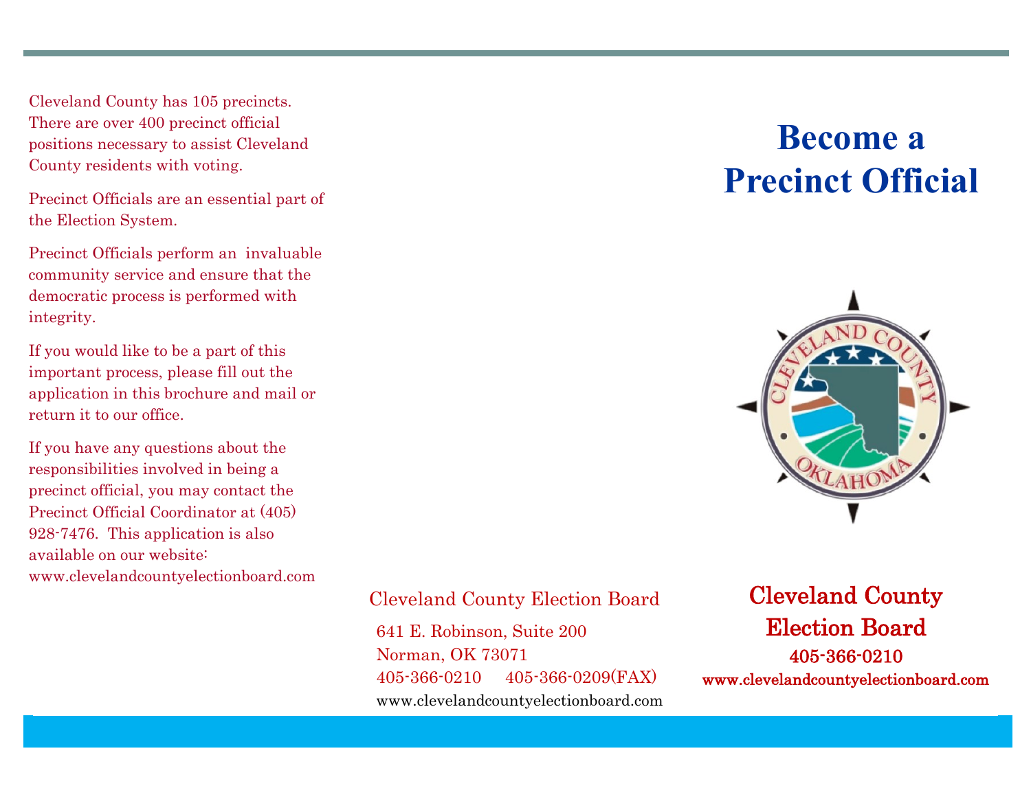Cleveland County has 105 precincts. There are over 400 precinct official positions necessary to assist Cleveland County residents with voting.

Precinct Officials are an essential part of the Election System.

Precinct Officials perform an invaluable community service and ensure that the democratic process is performed with integrity.

If you would like to be a part of this important process, please fill out the application in this brochure and mail or return it to our office.

If you have any questions about the responsibilities involved in being a precinct official, you may contact the Precinct Official Coordinator at (405) 928-7476. This application is also available on our website: www.clevelandcountyelectionboard.com

Cleveland County Election Board

641 E. Robinson, Suite 200
Norman, OK 73071
405-366-0210 405-366-0209(FAX)
www.clevelandcountyelectionboard.com

# Become a Precinct Official

**Cleveland County Election Board**

**405-366-0210**

**www.clevelandcountyelectionboard.com**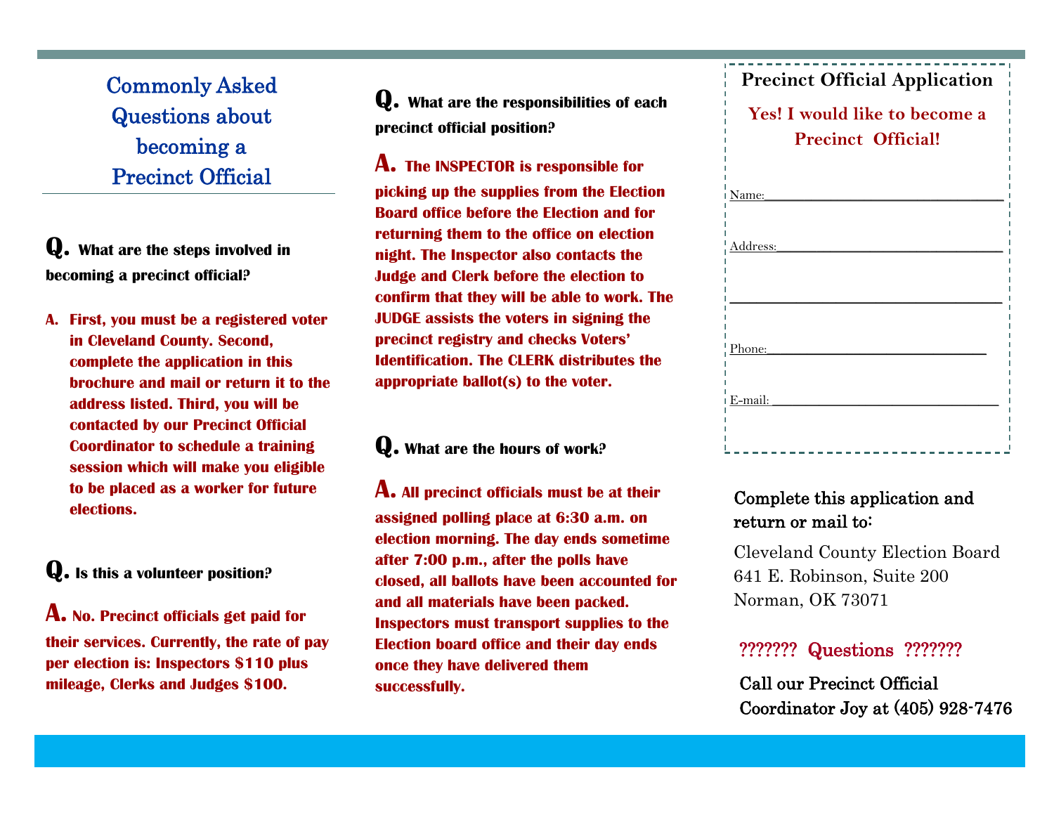# Commonly Asked Questions about becoming a Precinct Official

**Q. What are the steps involved in becoming a precinct official?**

**A. First, you must be a registered voter in Cleveland County. Second, complete the application in this brochure and mail or return it to the address listed. Third, you will be contacted by our Precinct Official Coordinator to schedule a training session which will make you eligible to be placed as a worker for future elections.**

**Q. Is this a volunteer position?**

**A. No. Precinct officials get paid for their services. Currently, the rate of pay per election is: Inspectors $110 plus mileage, Clerks and Judges $100.**

**Q. What are the responsibilities of each precinct official position?**

**A. The INSPECTOR is responsible for picking up the supplies from the Election Board office before the Election and for returning them to the office on election night. The Inspector also contacts the Judge and Clerk before the election to confirm that they will be able to work. The JUDGE assists the voters in signing the precinct registry and checks Voters' Identification. The CLERK distributes the appropriate ballot(s) to the voter.**

**Q. What are the hours of work?**

**A. All precinct officials must be at their assigned polling place at 6:30 a.m. on election morning. The day ends sometime after 7:00 p.m., after the polls have closed, all ballots have been accounted for and all materials have been packed. Inspectors must transport supplies to the Election board office and their day ends once they have delivered them successfully.**

## Precinct Official Application

**Yes! I would like to become a Precinct Official!**

Name:___________________________________

Address:_________________________________

_______________________________________

Phone:_________________________________

E-mail: ________________________________

Complete this application and return or mail to:

Cleveland County Election Board
641 E. Robinson, Suite 200
Norman, OK 73071

??????? Questions ???????

Call our Precinct Official Coordinator Joy at (405) 928-7476